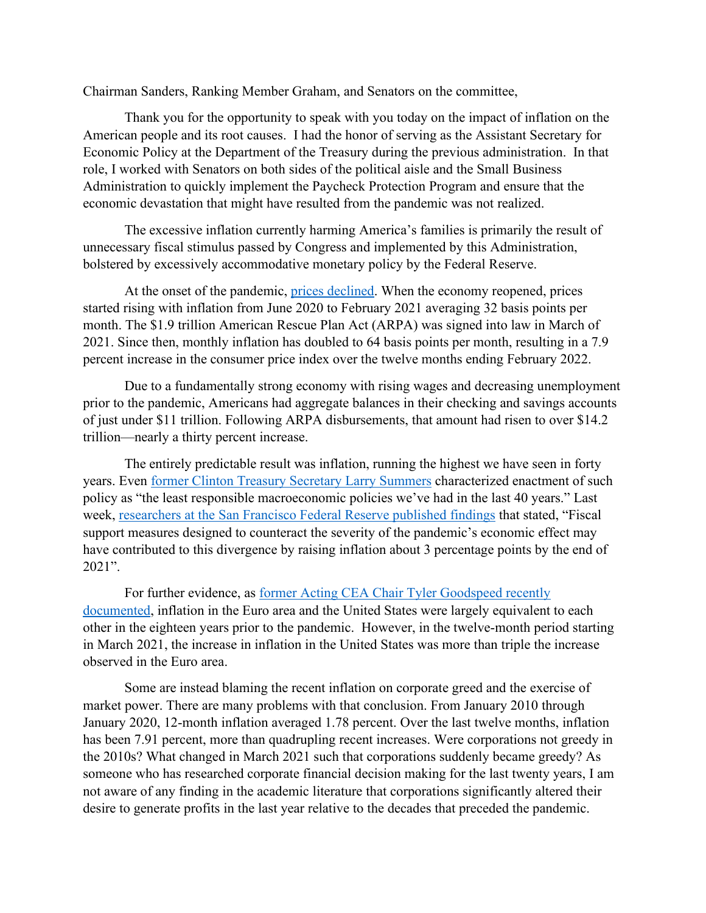Chairman Sanders, Ranking Member Graham, and Senators on the committee,

Thank you for the opportunity to speak with you today on the impact of inflation on the American people and its root causes. I had the honor of serving as the Assistant Secretary for Economic Policy at the Department of the Treasury during the previous administration. In that role, I worked with Senators on both sides of the political aisle and the Small Business Administration to quickly implement the Paycheck Protection Program and ensure that the economic devastation that might have resulted from the pandemic was not realized.

The excessive inflation currently harming America's families is primarily the result of unnecessary fiscal stimulus passed by Congress and implemented by this Administration, bolstered by excessively accommodative monetary policy by the Federal Reserve.

At the onset of the pandemic, prices declined. When the economy reopened, prices started rising with inflation from June 2020 to February 2021 averaging 32 basis points per month. The $1.9 trillion American Rescue Plan Act (ARPA) was signed into law in March of 2021. Since then, monthly inflation has doubled to 64 basis points per month, resulting in a 7.9 percent increase in the consumer price index over the twelve months ending February 2022.

Due to a fundamentally strong economy with rising wages and decreasing unemployment prior to the pandemic, Americans had aggregate balances in their checking and savings accounts of just under $11 trillion. Following ARPA disbursements, that amount had risen to over $14.2 trillion—nearly a thirty percent increase.

The entirely predictable result was inflation, running the highest we have seen in forty years. Even former Clinton Treasury Secretary Larry Summers characterized enactment of such policy as "the least responsible macroeconomic policies we've had in the last 40 years." Last week, researchers at the San Francisco Federal Reserve published findings that stated, "Fiscal support measures designed to counteract the severity of the pandemic's economic effect may have contributed to this divergence by raising inflation about 3 percentage points by the end of 2021".

For further evidence, as former Acting CEA Chair Tyler Goodspeed recently documented, inflation in the Euro area and the United States were largely equivalent to each other in the eighteen years prior to the pandemic. However, in the twelve-month period starting in March 2021, the increase in inflation in the United States was more than triple the increase observed in the Euro area.

Some are instead blaming the recent inflation on corporate greed and the exercise of market power. There are many problems with that conclusion. From January 2010 through January 2020, 12-month inflation averaged 1.78 percent. Over the last twelve months, inflation has been 7.91 percent, more than quadrupling recent increases. Were corporations not greedy in the 2010s? What changed in March 2021 such that corporations suddenly became greedy? As someone who has researched corporate financial decision making for the last twenty years, I am not aware of any finding in the academic literature that corporations significantly altered their desire to generate profits in the last year relative to the decades that preceded the pandemic.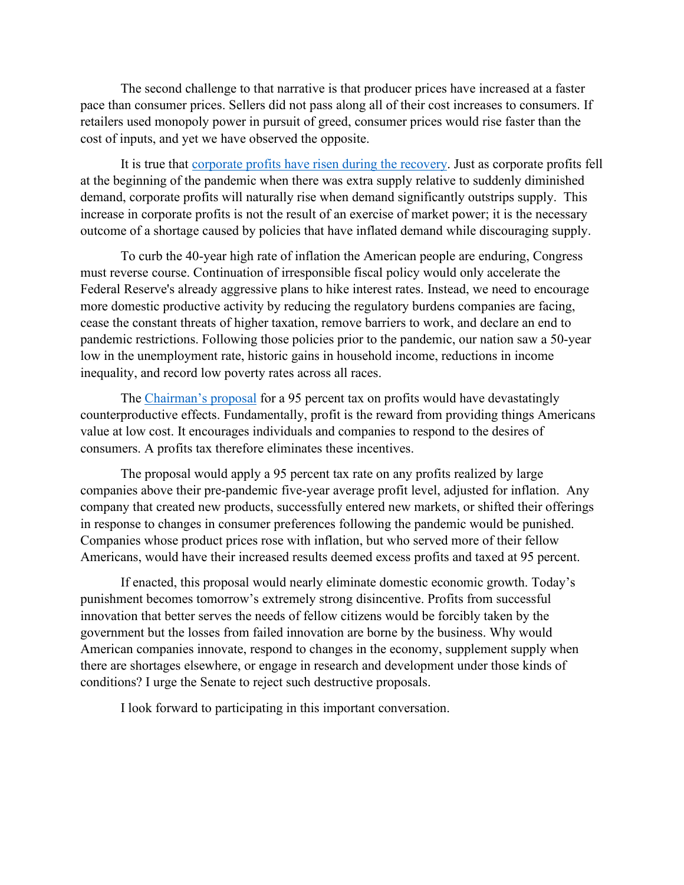The second challenge to that narrative is that producer prices have increased at a faster pace than consumer prices. Sellers did not pass along all of their cost increases to consumers. If retailers used monopoly power in pursuit of greed, consumer prices would rise faster than the cost of inputs, and yet we have observed the opposite.

It is true that [corporate profits have risen during the recovery](). Just as corporate profits fell at the beginning of the pandemic when there was extra supply relative to suddenly diminished demand, corporate profits will naturally rise when demand significantly outstrips supply. This increase in corporate profits is not the result of an exercise of market power; it is the necessary outcome of a shortage caused by policies that have inflated demand while discouraging supply.

To curb the 40-year high rate of inflation the American people are enduring, Congress must reverse course. Continuation of irresponsible fiscal policy would only accelerate the Federal Reserve's already aggressive plans to hike interest rates. Instead, we need to encourage more domestic productive activity by reducing the regulatory burdens companies are facing, cease the constant threats of higher taxation, remove barriers to work, and declare an end to pandemic restrictions. Following those policies prior to the pandemic, our nation saw a 50-year low in the unemployment rate, historic gains in household income, reductions in income inequality, and record low poverty rates across all races.

The [Chairman's proposal]() for a 95 percent tax on profits would have devastatingly counterproductive effects. Fundamentally, profit is the reward from providing things Americans value at low cost. It encourages individuals and companies to respond to the desires of consumers. A profits tax therefore eliminates these incentives.

The proposal would apply a 95 percent tax rate on any profits realized by large companies above their pre-pandemic five-year average profit level, adjusted for inflation. Any company that created new products, successfully entered new markets, or shifted their offerings in response to changes in consumer preferences following the pandemic would be punished. Companies whose product prices rose with inflation, but who served more of their fellow Americans, would have their increased results deemed excess profits and taxed at 95 percent.

If enacted, this proposal would nearly eliminate domestic economic growth. Today's punishment becomes tomorrow's extremely strong disincentive. Profits from successful innovation that better serves the needs of fellow citizens would be forcibly taken by the government but the losses from failed innovation are borne by the business. Why would American companies innovate, respond to changes in the economy, supplement supply when there are shortages elsewhere, or engage in research and development under those kinds of conditions? I urge the Senate to reject such destructive proposals.

I look forward to participating in this important conversation.